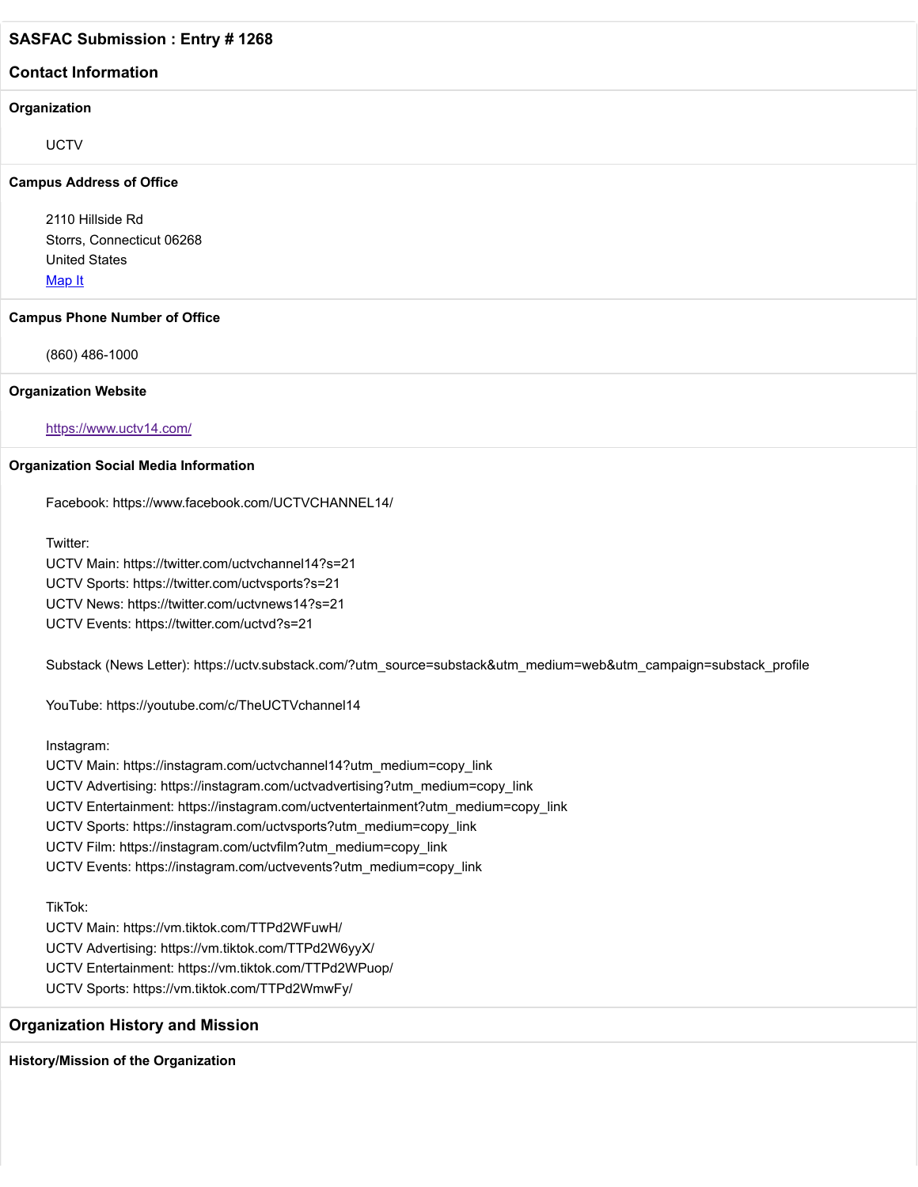## SASFAC Submission : Entry # 1268

## Contact Information

**Organization**

UCTV

**Campus Address of Office**

2110 Hillside Rd
Storrs, Connecticut 06268
United States
[Map It]

**Campus Phone Number of Office**

(860) 486-1000

**Organization Website**

https://www.uctv14.com/

**Organization Social Media Information**

Facebook: https://www.facebook.com/UCTVCHANNEL14/

Twitter:
UCTV Main: https://twitter.com/uctvchannel14?s=21
UCTV Sports: https://twitter.com/uctvsports?s=21
UCTV News: https://twitter.com/uctvnews14?s=21
UCTV Events: https://twitter.com/uctvd?s=21

Substack (News Letter): https://uctv.substack.com/?utm_source=substack&utm_medium=web&utm_campaign=substack_profile

YouTube: https://youtube.com/c/TheUCTVchannel14

Instagram:
UCTV Main: https://instagram.com/uctvchannel14?utm_medium=copy_link
UCTV Advertising: https://instagram.com/uctvadvertising?utm_medium=copy_link
UCTV Entertainment: https://instagram.com/uctventertainment?utm_medium=copy_link
UCTV Sports: https://instagram.com/uctvsports?utm_medium=copy_link
UCTV Film: https://instagram.com/uctvfilm?utm_medium=copy_link
UCTV Events: https://instagram.com/uctvevents?utm_medium=copy_link

TikTok:
UCTV Main: https://vm.tiktok.com/TTPd2WFuwH/
UCTV Advertising: https://vm.tiktok.com/TTPd2W6yyX/
UCTV Entertainment: https://vm.tiktok.com/TTPd2WPuop/
UCTV Sports: https://vm.tiktok.com/TTPd2WmwFy/

## Organization History and Mission

**History/Mission of the Organization**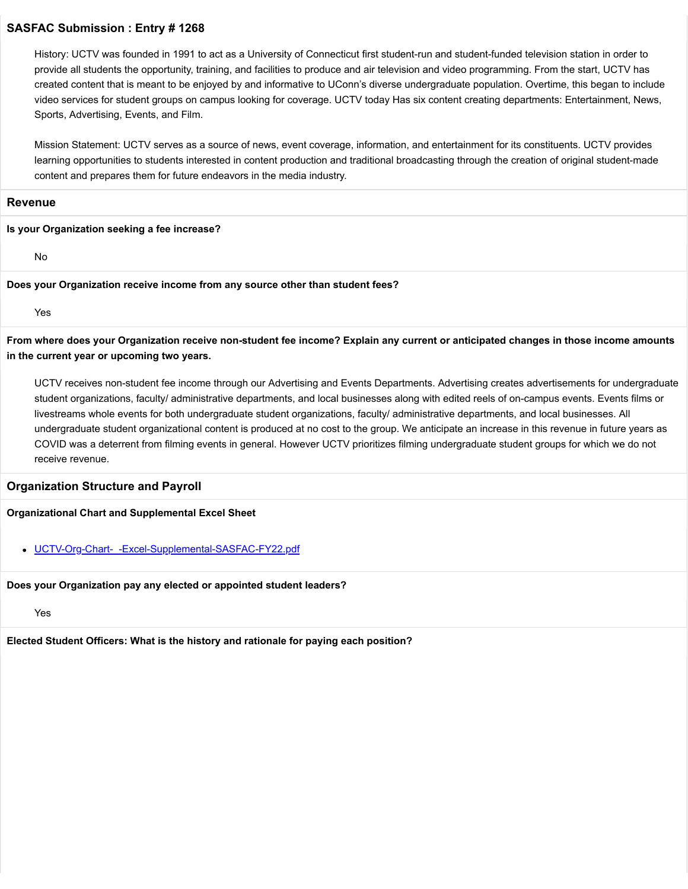## SASFAC Submission : Entry # 1268

History: UCTV was founded in 1991 to act as a University of Connecticut first student-run and student-funded television station in order to provide all students the opportunity, training, and facilities to produce and air television and video programming. From the start, UCTV has created content that is meant to be enjoyed by and informative to UConn's diverse undergraduate population. Overtime, this began to include video services for student groups on campus looking for coverage. UCTV today Has six content creating departments: Entertainment, News, Sports, Advertising, Events, and Film.

Mission Statement: UCTV serves as a source of news, event coverage, information, and entertainment for its constituents. UCTV provides learning opportunities to students interested in content production and traditional broadcasting through the creation of original student-made content and prepares them for future endeavors in the media industry.

## Revenue

**Is your Organization seeking a fee increase?**

No

**Does your Organization receive income from any source other than student fees?**

Yes

**From where does your Organization receive non-student fee income? Explain any current or anticipated changes in those income amounts in the current year or upcoming two years.**

UCTV receives non-student fee income through our Advertising and Events Departments. Advertising creates advertisements for undergraduate student organizations, faculty/ administrative departments, and local businesses along with edited reels of on-campus events. Events films or livestreams whole events for both undergraduate student organizations, faculty/ administrative departments, and local businesses. All undergraduate student organizational content is produced at no cost to the group. We anticipate an increase in this revenue in future years as COVID was a deterrent from filming events in general. However UCTV prioritizes filming undergraduate student groups for which we do not receive revenue.

## Organization Structure and Payroll

**Organizational Chart and Supplemental Excel Sheet**

- UCTV-Org-Chart- -Excel-Supplemental-SASFAC-FY22.pdf

**Does your Organization pay any elected or appointed student leaders?**

Yes

**Elected Student Officers: What is the history and rationale for paying each position?**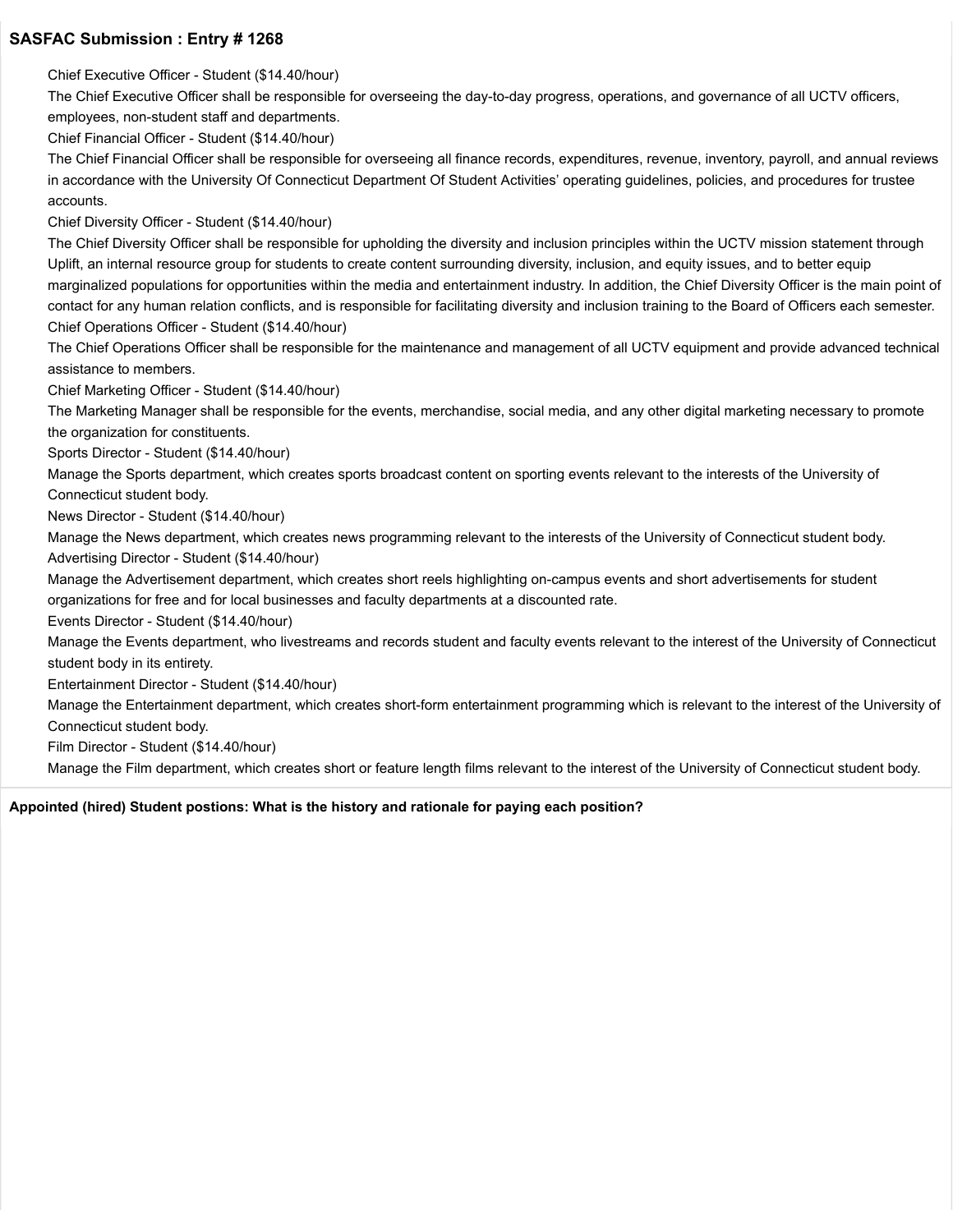## SASFAC Submission : Entry # 1268

Chief Executive Officer - Student ($14.40/hour)

The Chief Executive Officer shall be responsible for overseeing the day-to-day progress, operations, and governance of all UCTV officers, employees, non-student staff and departments.

Chief Financial Officer - Student ($14.40/hour)

The Chief Financial Officer shall be responsible for overseeing all finance records, expenditures, revenue, inventory, payroll, and annual reviews in accordance with the University Of Connecticut Department Of Student Activities' operating guidelines, policies, and procedures for trustee accounts.

Chief Diversity Officer - Student ($14.40/hour)

The Chief Diversity Officer shall be responsible for upholding the diversity and inclusion principles within the UCTV mission statement through Uplift, an internal resource group for students to create content surrounding diversity, inclusion, and equity issues, and to better equip marginalized populations for opportunities within the media and entertainment industry. In addition, the Chief Diversity Officer is the main point of contact for any human relation conflicts, and is responsible for facilitating diversity and inclusion training to the Board of Officers each semester.

Chief Operations Officer - Student ($14.40/hour)

The Chief Operations Officer shall be responsible for the maintenance and management of all UCTV equipment and provide advanced technical assistance to members.

Chief Marketing Officer - Student ($14.40/hour)

The Marketing Manager shall be responsible for the events, merchandise, social media, and any other digital marketing necessary to promote the organization for constituents.

Sports Director - Student ($14.40/hour)

Manage the Sports department, which creates sports broadcast content on sporting events relevant to the interests of the University of Connecticut student body.

News Director - Student ($14.40/hour)

Manage the News department, which creates news programming relevant to the interests of the University of Connecticut student body.

Advertising Director - Student ($14.40/hour)

Manage the Advertisement department, which creates short reels highlighting on-campus events and short advertisements for student organizations for free and for local businesses and faculty departments at a discounted rate.

Events Director - Student ($14.40/hour)

Manage the Events department, who livestreams and records student and faculty events relevant to the interest of the University of Connecticut student body in its entirety.

Entertainment Director - Student ($14.40/hour)

Manage the Entertainment department, which creates short-form entertainment programming which is relevant to the interest of the University of Connecticut student body.

Film Director - Student ($14.40/hour)

Manage the Film department, which creates short or feature length films relevant to the interest of the University of Connecticut student body.

**Appointed (hired) Student postions: What is the history and rationale for paying each position?**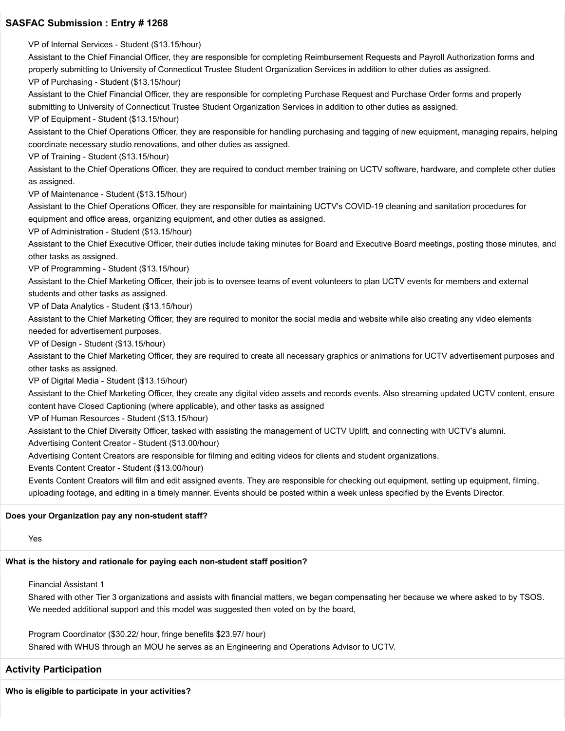## SASFAC Submission : Entry # 1268

VP of Internal Services - Student ($13.15/hour)
Assistant to the Chief Financial Officer, they are responsible for completing Reimbursement Requests and Payroll Authorization forms and properly submitting to University of Connecticut Trustee Student Organization Services in addition to other duties as assigned.
VP of Purchasing - Student ($13.15/hour)
Assistant to the Chief Financial Officer, they are responsible for completing Purchase Request and Purchase Order forms and properly submitting to University of Connecticut Trustee Student Organization Services in addition to other duties as assigned.
VP of Equipment - Student ($13.15/hour)
Assistant to the Chief Operations Officer, they are responsible for handling purchasing and tagging of new equipment, managing repairs, helping coordinate necessary studio renovations, and other duties as assigned.
VP of Training - Student ($13.15/hour)
Assistant to the Chief Operations Officer, they are required to conduct member training on UCTV software, hardware, and complete other duties as assigned.
VP of Maintenance - Student ($13.15/hour)
Assistant to the Chief Operations Officer, they are responsible for maintaining UCTV's COVID-19 cleaning and sanitation procedures for equipment and office areas, organizing equipment, and other duties as assigned.
VP of Administration - Student ($13.15/hour)
Assistant to the Chief Executive Officer, their duties include taking minutes for Board and Executive Board meetings, posting those minutes, and other tasks as assigned.
VP of Programming - Student ($13.15/hour)
Assistant to the Chief Marketing Officer, their job is to oversee teams of event volunteers to plan UCTV events for members and external students and other tasks as assigned.
VP of Data Analytics - Student ($13.15/hour)
Assistant to the Chief Marketing Officer, they are required to monitor the social media and website while also creating any video elements needed for advertisement purposes.
VP of Design - Student ($13.15/hour)
Assistant to the Chief Marketing Officer, they are required to create all necessary graphics or animations for UCTV advertisement purposes and other tasks as assigned.
VP of Digital Media - Student ($13.15/hour)
Assistant to the Chief Marketing Officer, they create any digital video assets and records events. Also streaming updated UCTV content, ensure content have Closed Captioning (where applicable), and other tasks as assigned
VP of Human Resources - Student ($13.15/hour)
Assistant to the Chief Diversity Officer, tasked with assisting the management of UCTV Uplift, and connecting with UCTV's alumni.
Advertising Content Creator - Student ($13.00/hour)
Advertising Content Creators are responsible for filming and editing videos for clients and student organizations.
Events Content Creator - Student ($13.00/hour)
Events Content Creators will film and edit assigned events. They are responsible for checking out equipment, setting up equipment, filming, uploading footage, and editing in a timely manner. Events should be posted within a week unless specified by the Events Director.

**Does your Organization pay any non-student staff?**

Yes

**What is the history and rationale for paying each non-student staff position?**

Financial Assistant 1
Shared with other Tier 3 organizations and assists with financial matters, we began compensating her because we where asked to by TSOS. We needed additional support and this model was suggested then voted on by the board,

Program Coordinator ($30.22/ hour, fringe benefits $23.97/ hour)
Shared with WHUS through an MOU he serves as an Engineering and Operations Advisor to UCTV.

## Activity Participation

**Who is eligible to participate in your activities?**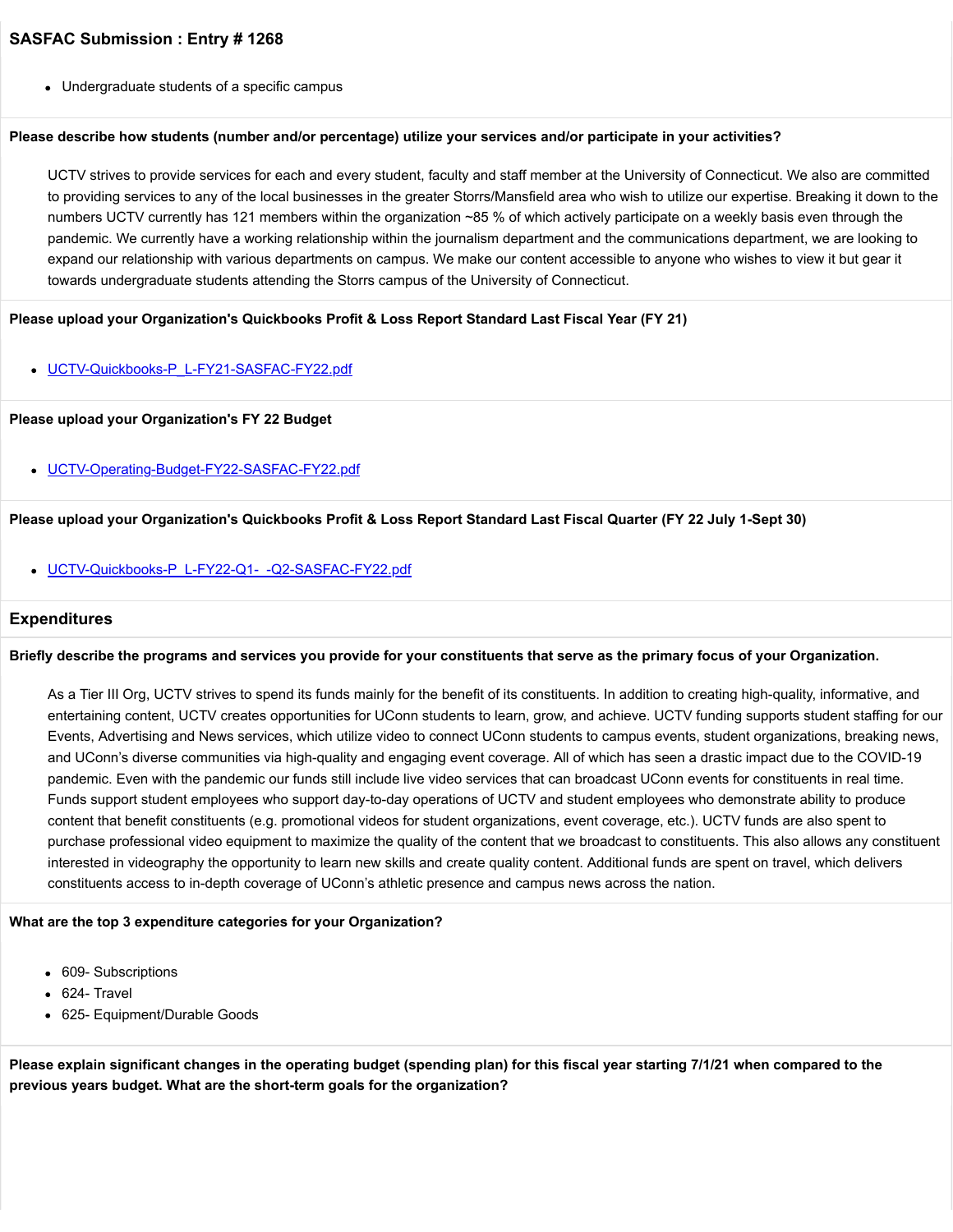## SASFAC Submission : Entry # 1268

- Undergraduate students of a specific campus

**Please describe how students (number and/or percentage) utilize your services and/or participate in your activities?**

UCTV strives to provide services for each and every student, faculty and staff member at the University of Connecticut. We also are committed to providing services to any of the local businesses in the greater Storrs/Mansfield area who wish to utilize our expertise. Breaking it down to the numbers UCTV currently has 121 members within the organization ~85 % of which actively participate on a weekly basis even through the pandemic. We currently have a working relationship within the journalism department and the communications department, we are looking to expand our relationship with various departments on campus. We make our content accessible to anyone who wishes to view it but gear it towards undergraduate students attending the Storrs campus of the University of Connecticut.

**Please upload your Organization's Quickbooks Profit & Loss Report Standard Last Fiscal Year (FY 21)**

- UCTV-Quickbooks-P_L-FY21-SASFAC-FY22.pdf

**Please upload your Organization's FY 22 Budget**

- UCTV-Operating-Budget-FY22-SASFAC-FY22.pdf

**Please upload your Organization's Quickbooks Profit & Loss Report Standard Last Fiscal Quarter (FY 22 July 1-Sept 30)**

- UCTV-Quickbooks-P_L-FY22-Q1-_-Q2-SASFAC-FY22.pdf

## Expenditures

**Briefly describe the programs and services you provide for your constituents that serve as the primary focus of your Organization.**

As a Tier III Org, UCTV strives to spend its funds mainly for the benefit of its constituents. In addition to creating high-quality, informative, and entertaining content, UCTV creates opportunities for UConn students to learn, grow, and achieve. UCTV funding supports student staffing for our Events, Advertising and News services, which utilize video to connect UConn students to campus events, student organizations, breaking news, and UConn's diverse communities via high-quality and engaging event coverage. All of which has seen a drastic impact due to the COVID-19 pandemic. Even with the pandemic our funds still include live video services that can broadcast UConn events for constituents in real time. Funds support student employees who support day-to-day operations of UCTV and student employees who demonstrate ability to produce content that benefit constituents (e.g. promotional videos for student organizations, event coverage, etc.). UCTV funds are also spent to purchase professional video equipment to maximize the quality of the content that we broadcast to constituents. This also allows any constituent interested in videography the opportunity to learn new skills and create quality content. Additional funds are spent on travel, which delivers constituents access to in-depth coverage of UConn's athletic presence and campus news across the nation.

**What are the top 3 expenditure categories for your Organization?**

- 609- Subscriptions
- 624- Travel
- 625- Equipment/Durable Goods

**Please explain significant changes in the operating budget (spending plan) for this fiscal year starting 7/1/21 when compared to the previous years budget. What are the short-term goals for the organization?**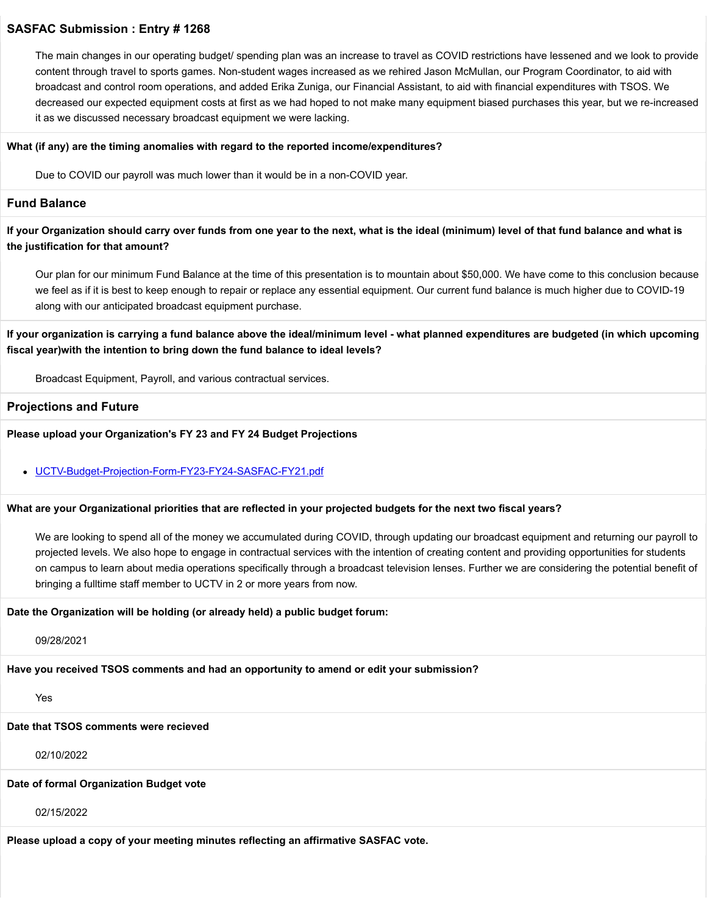## SASFAC Submission : Entry # 1268

The main changes in our operating budget/ spending plan was an increase to travel as COVID restrictions have lessened and we look to provide content through travel to sports games. Non-student wages increased as we rehired Jason McMullan, our Program Coordinator, to aid with broadcast and control room operations, and added Erika Zuniga, our Financial Assistant, to aid with financial expenditures with TSOS. We decreased our expected equipment costs at first as we had hoped to not make many equipment biased purchases this year, but we re-increased it as we discussed necessary broadcast equipment we were lacking.

**What (if any) are the timing anomalies with regard to the reported income/expenditures?**

Due to COVID our payroll was much lower than it would be in a non-COVID year.

### Fund Balance

**If your Organization should carry over funds from one year to the next, what is the ideal (minimum) level of that fund balance and what is the justification for that amount?**

Our plan for our minimum Fund Balance at the time of this presentation is to mountain about $50,000. We have come to this conclusion because we feel as if it is best to keep enough to repair or replace any essential equipment. Our current fund balance is much higher due to COVID-19 along with our anticipated broadcast equipment purchase.

**If your organization is carrying a fund balance above the ideal/minimum level - what planned expenditures are budgeted (in which upcoming fiscal year)with the intention to bring down the fund balance to ideal levels?**

Broadcast Equipment, Payroll, and various contractual services.

### Projections and Future

**Please upload your Organization's FY 23 and FY 24 Budget Projections**

- UCTV-Budget-Projection-Form-FY23-FY24-SASFAC-FY21.pdf

**What are your Organizational priorities that are reflected in your projected budgets for the next two fiscal years?**

We are looking to spend all of the money we accumulated during COVID, through updating our broadcast equipment and returning our payroll to projected levels. We also hope to engage in contractual services with the intention of creating content and providing opportunities for students on campus to learn about media operations specifically through a broadcast television lenses. Further we are considering the potential benefit of bringing a fulltime staff member to UCTV in 2 or more years from now.

**Date the Organization will be holding (or already held) a public budget forum:**

09/28/2021

**Have you received TSOS comments and had an opportunity to amend or edit your submission?**

Yes

**Date that TSOS comments were recieved**

02/10/2022

**Date of formal Organization Budget vote**

02/15/2022

**Please upload a copy of your meeting minutes reflecting an affirmative SASFAC vote.**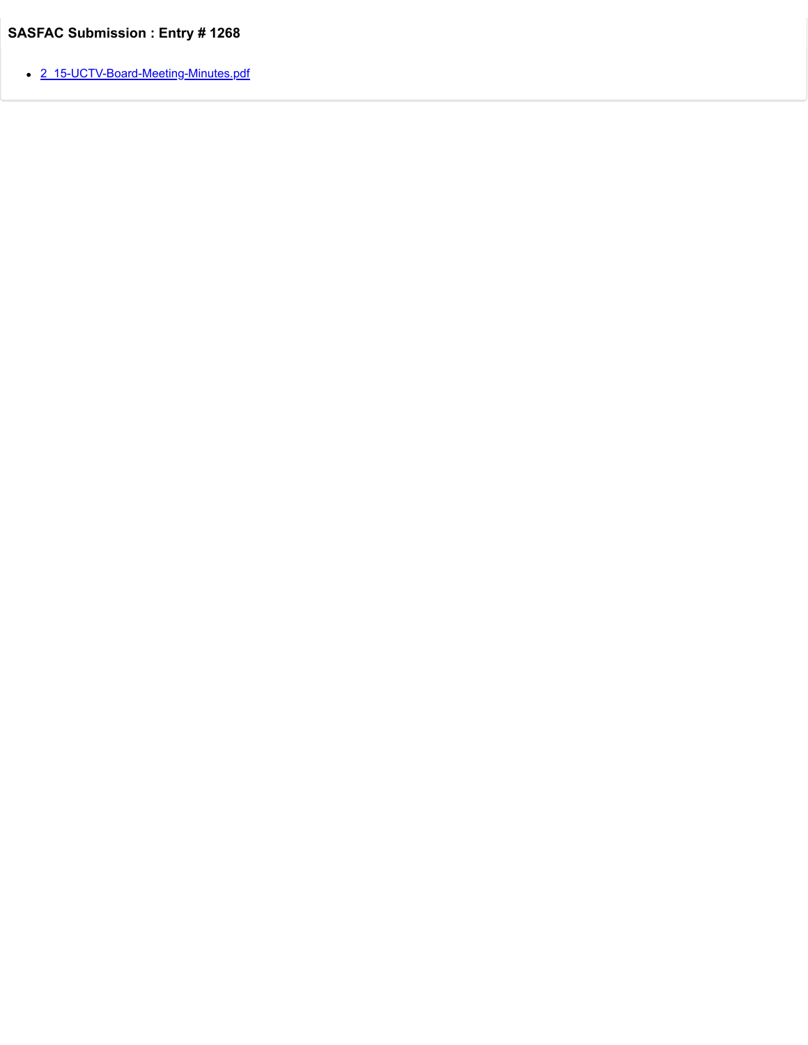### SASFAC Submission : Entry # 1268

- 2_15-UCTV-Board-Meeting-Minutes.pdf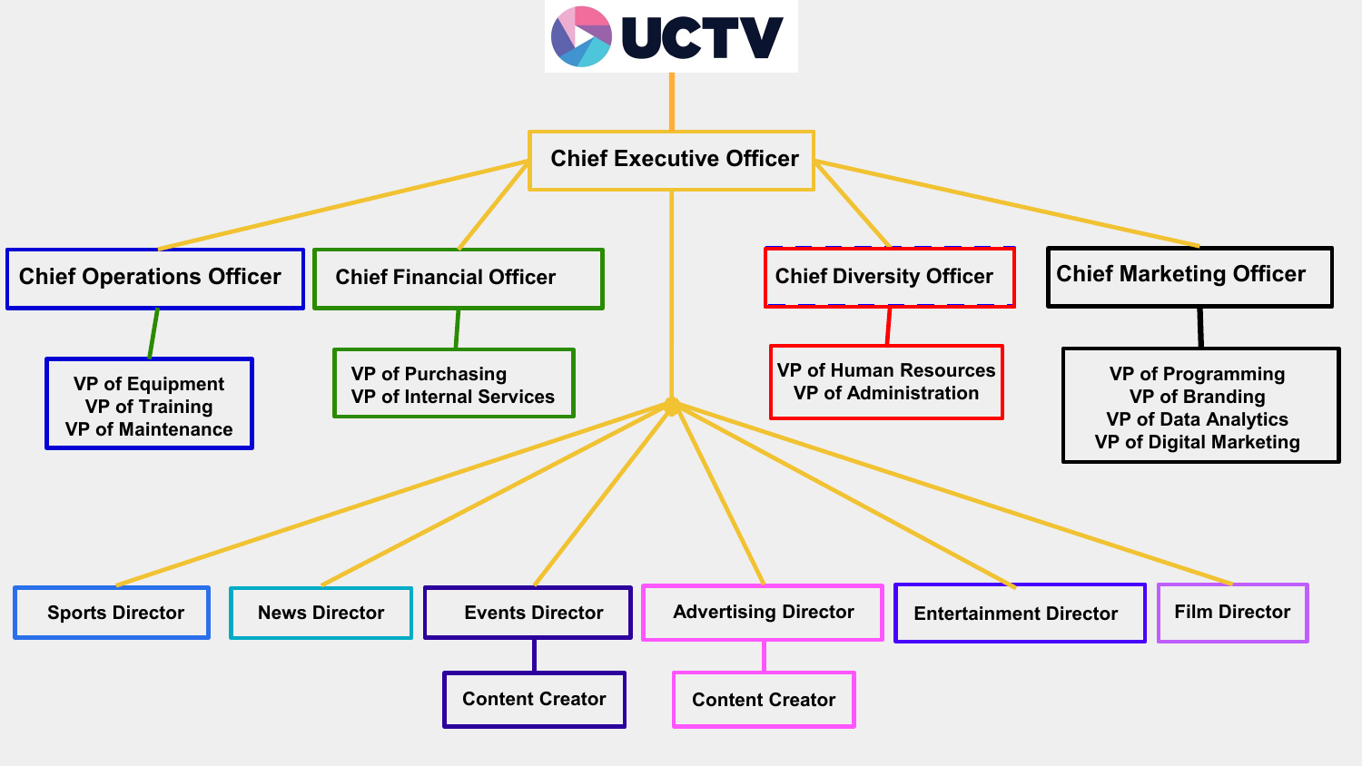# UCTV

- **Chief Executive Officer**
  - **Chief Operations Officer**
    - VP of Equipment
    - VP of Training
    - VP of Maintenance
  - **Chief Financial Officer**
    - VP of Purchasing
    - VP of Internal Services
  - **Chief Diversity Officer**
    - VP of Human Resources
    - VP of Administration
  - **Chief Marketing Officer**
    - VP of Programming
    - VP of Branding
    - VP of Data Analytics
    - VP of Digital Marketing
  - Sports Director
  - News Director
  - Events Director
    - Content Creator
  - Advertising Director
    - Content Creator
  - Entertainment Director
  - Film Director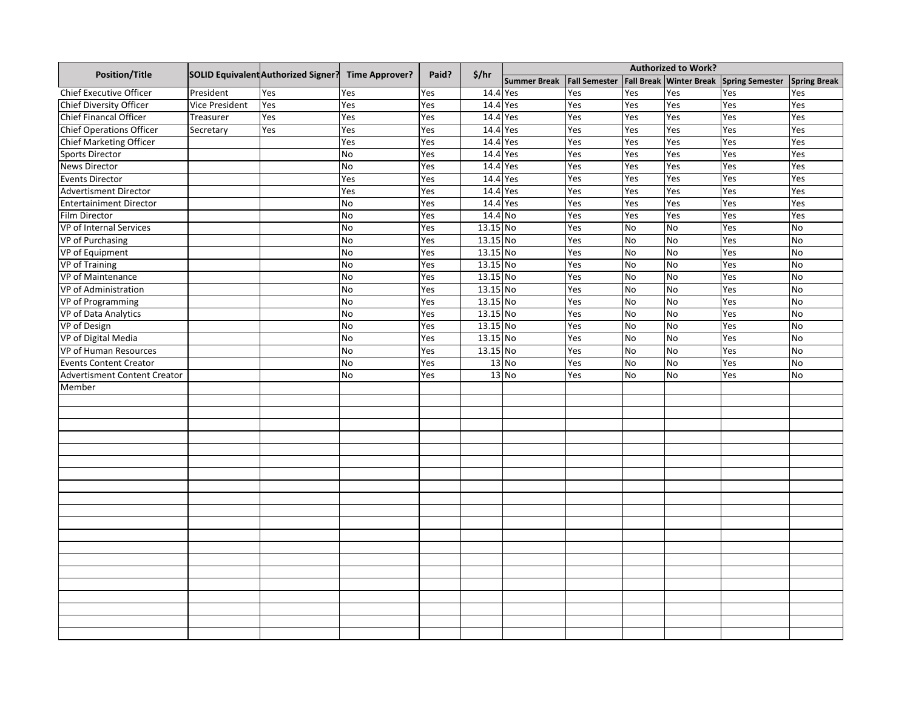| Position/Title | SOLID Equivalent | Authorized Signer? | Time Approver? | Paid? | $/hr | Authorized to Work? | | | | | |
|---|---|---|---|---|---|---|---|---|---|---|---|
| | | | | | | Summer Break | Fall Semester | Fall Break | Winter Break | Spring Semester | Spring Break |
| Chief Executive Officer | President | Yes | Yes | Yes | 14.4 | Yes | Yes | Yes | Yes | Yes | Yes |
| Chief Diversity Officer | Vice President | Yes | Yes | Yes | 14.4 | Yes | Yes | Yes | Yes | Yes | Yes |
| Chief Financal Officer | Treasurer | Yes | Yes | Yes | 14.4 | Yes | Yes | Yes | Yes | Yes | Yes |
| Chief Operations Officer | Secretary | Yes | Yes | Yes | 14.4 | Yes | Yes | Yes | Yes | Yes | Yes |
| Chief Marketing Officer | | | Yes | Yes | 14.4 | Yes | Yes | Yes | Yes | Yes | Yes |
| Sports Director | | | No | Yes | 14.4 | Yes | Yes | Yes | Yes | Yes | Yes |
| News Director | | | No | Yes | 14.4 | Yes | Yes | Yes | Yes | Yes | Yes |
| Events Director | | | Yes | Yes | 14.4 | Yes | Yes | Yes | Yes | Yes | Yes |
| Advertisment Director | | | Yes | Yes | 14.4 | Yes | Yes | Yes | Yes | Yes | Yes |
| Entertainiment Director | | | No | Yes | 14.4 | Yes | Yes | Yes | Yes | Yes | Yes |
| Film Director | | | No | Yes | 14.4 | No | Yes | Yes | Yes | Yes | Yes |
| VP of Internal Services | | | No | Yes | 13.15 | No | Yes | No | No | Yes | No |
| VP of Purchasing | | | No | Yes | 13.15 | No | Yes | No | No | Yes | No |
| VP of Equipment | | | No | Yes | 13.15 | No | Yes | No | No | Yes | No |
| VP of Training | | | No | Yes | 13.15 | No | Yes | No | No | Yes | No |
| VP of Maintenance | | | No | Yes | 13.15 | No | Yes | No | No | Yes | No |
| VP of Administration | | | No | Yes | 13.15 | No | Yes | No | No | Yes | No |
| VP of Programming | | | No | Yes | 13.15 | No | Yes | No | No | Yes | No |
| VP of Data Analytics | | | No | Yes | 13.15 | No | Yes | No | No | Yes | No |
| VP of Design | | | No | Yes | 13.15 | No | Yes | No | No | Yes | No |
| VP of Digital Media | | | No | Yes | 13.15 | No | Yes | No | No | Yes | No |
| VP of Human Resources | | | No | Yes | 13.15 | No | Yes | No | No | Yes | No |
| Events Content Creator | | | No | Yes | 13 | No | Yes | No | No | Yes | No |
| Advertisment Content Creator | | | No | Yes | 13 | No | Yes | No | No | Yes | No |
| Member | | | | | | | | | | | |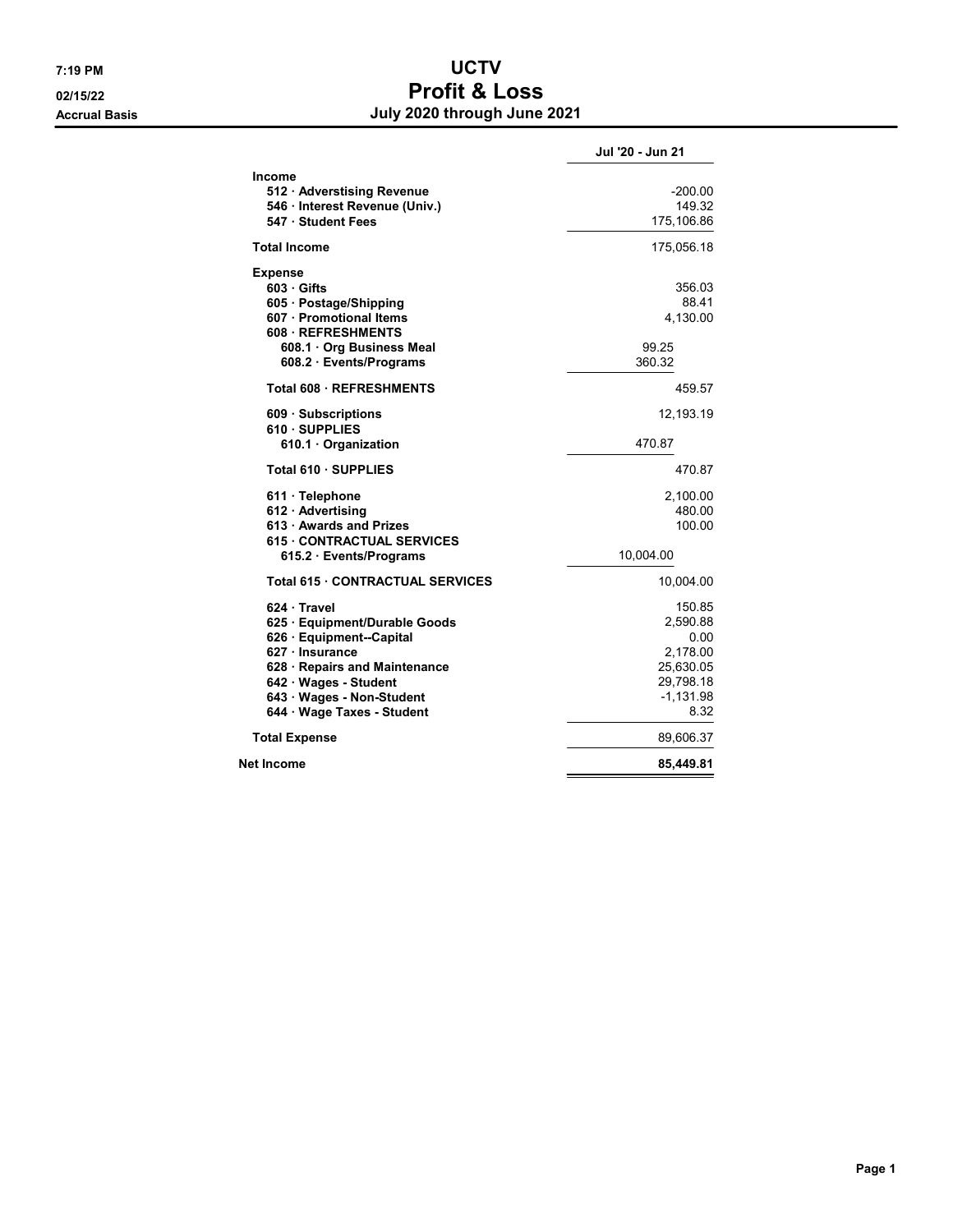# UCTV

## Profit & Loss

**Accrual Basis** — **July 2020 through June 2021**

7:19 PM 02/15/22

| | | Jul '20 - Jun 21 |
|---|---|---|
| **Income** | | |
| 512 · Adverstising Revenue | | -200.00 |
| 546 · Interest Revenue (Univ.) | | 149.32 |
| 547 · Student Fees | | 175,106.86 |
| **Total Income** | | 175,056.18 |
| **Expense** | | |
| 603 · Gifts | | 356.03 |
| 605 · Postage/Shipping | | 88.41 |
| 607 · Promotional Items | | 4,130.00 |
| 608 · REFRESHMENTS | | |
| 608.1 · Org Business Meal | 99.25 | |
| 608.2 · Events/Programs | 360.32 | |
| Total 608 · REFRESHMENTS | | 459.57 |
| 609 · Subscriptions | | 12,193.19 |
| 610 · SUPPLIES | | |
| 610.1 · Organization | 470.87 | |
| Total 610 · SUPPLIES | | 470.87 |
| 611 · Telephone | | 2,100.00 |
| 612 · Advertising | | 480.00 |
| 613 · Awards and Prizes | | 100.00 |
| 615 · CONTRACTUAL SERVICES | | |
| 615.2 · Events/Programs | 10,004.00 | |
| Total 615 · CONTRACTUAL SERVICES | | 10,004.00 |
| 624 · Travel | | 150.85 |
| 625 · Equipment/Durable Goods | | 2,590.88 |
| 626 · Equipment--Capital | | 0.00 |
| 627 · Insurance | | 2,178.00 |
| 628 · Repairs and Maintenance | | 25,630.05 |
| 642 · Wages - Student | | 29,798.18 |
| 643 · Wages - Non-Student | | -1,131.98 |
| 644 · Wage Taxes - Student | | 8.32 |
| **Total Expense** | | 89,606.37 |
| **Net Income** | | **85,449.81** |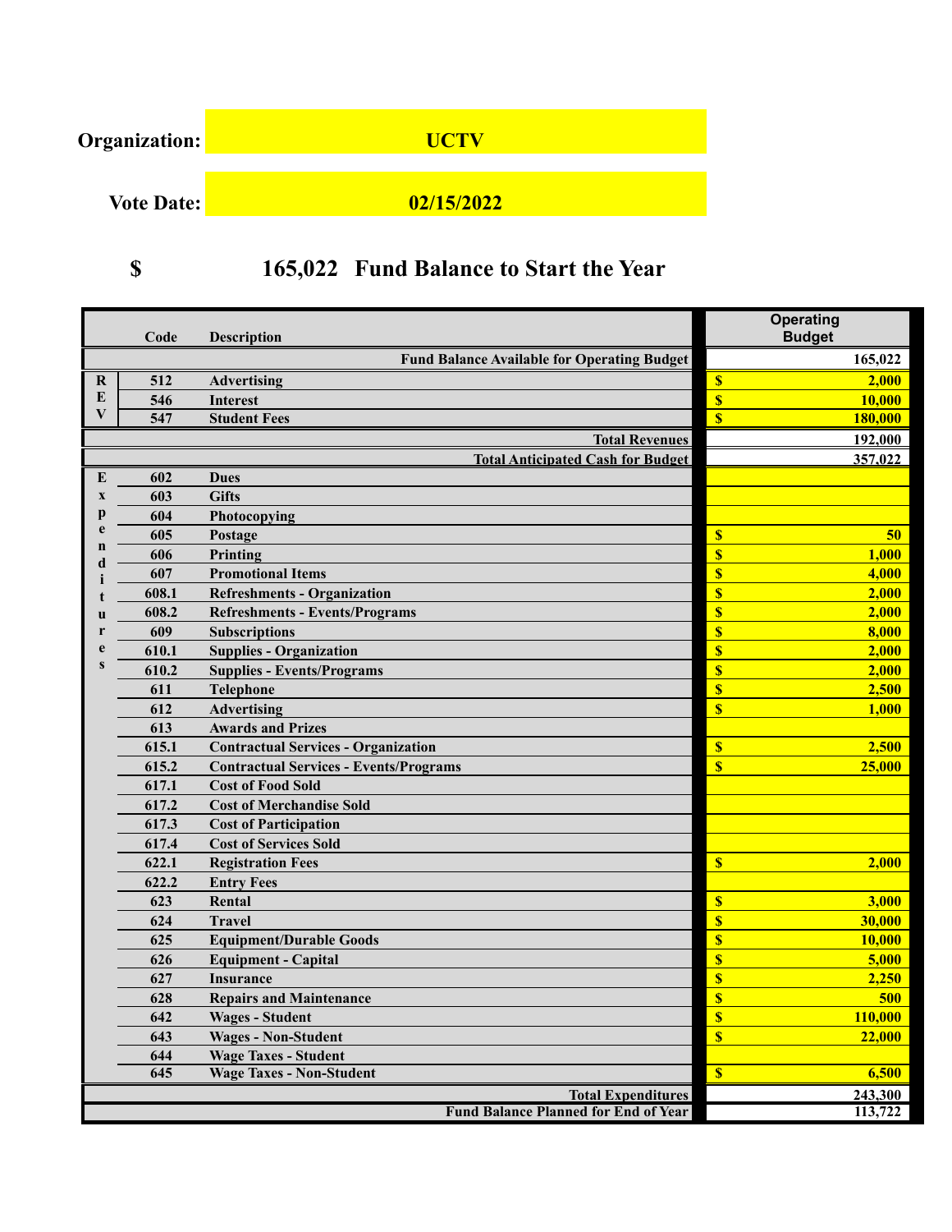**Organization:** UCTV

**Vote Date:** 02/15/2022

## $ 165,022 Fund Balance to Start the Year

| | Code | Description | Operating Budget |
|---|---|---|---|
| | | **Fund Balance Available for Operating Budget** | 165,022 |
| REV | 512 | Advertising | $ 2,000 |
| | 546 | Interest | $ 10,000 |
| | 547 | Student Fees | $ 180,000 |
| | | **Total Revenues** | 192,000 |
| | | **Total Anticipated Cash for Budget** | 357,022 |
| Expenditures | 602 | Dues | |
| | 603 | Gifts | |
| | 604 | Photocopying | |
| | 605 | Postage | $ 50 |
| | 606 | Printing | $ 1,000 |
| | 607 | Promotional Items | $ 4,000 |
| | 608.1 | Refreshments - Organization | $ 2,000 |
| | 608.2 | Refreshments - Events/Programs | $ 2,000 |
| | 609 | Subscriptions | $ 8,000 |
| | 610.1 | Supplies - Organization | $ 2,000 |
| | 610.2 | Supplies - Events/Programs | $ 2,000 |
| | 611 | Telephone | $ 2,500 |
| | 612 | Advertising | $ 1,000 |
| | 613 | Awards and Prizes | |
| | 615.1 | Contractual Services - Organization | $ 2,500 |
| | 615.2 | Contractual Services - Events/Programs | $ 25,000 |
| | 617.1 | Cost of Food Sold | |
| | 617.2 | Cost of Merchandise Sold | |
| | 617.3 | Cost of Participation | |
| | 617.4 | Cost of Services Sold | |
| | 622.1 | Registration Fees | $ 2,000 |
| | 622.2 | Entry Fees | |
| | 623 | Rental | $ 3,000 |
| | 624 | Travel | $ 30,000 |
| | 625 | Equipment/Durable Goods | $ 10,000 |
| | 626 | Equipment - Capital | $ 5,000 |
| | 627 | Insurance | $ 2,250 |
| | 628 | Repairs and Maintenance | $ 500 |
| | 642 | Wages - Student | $ 110,000 |
| | 643 | Wages - Non-Student | $ 22,000 |
| | 644 | Wage Taxes - Student | |
| | 645 | Wage Taxes - Non-Student | $ 6,500 |
| | | **Total Expenditures** | 243,300 |
| | | **Fund Balance Planned for End of Year** | 113,722 |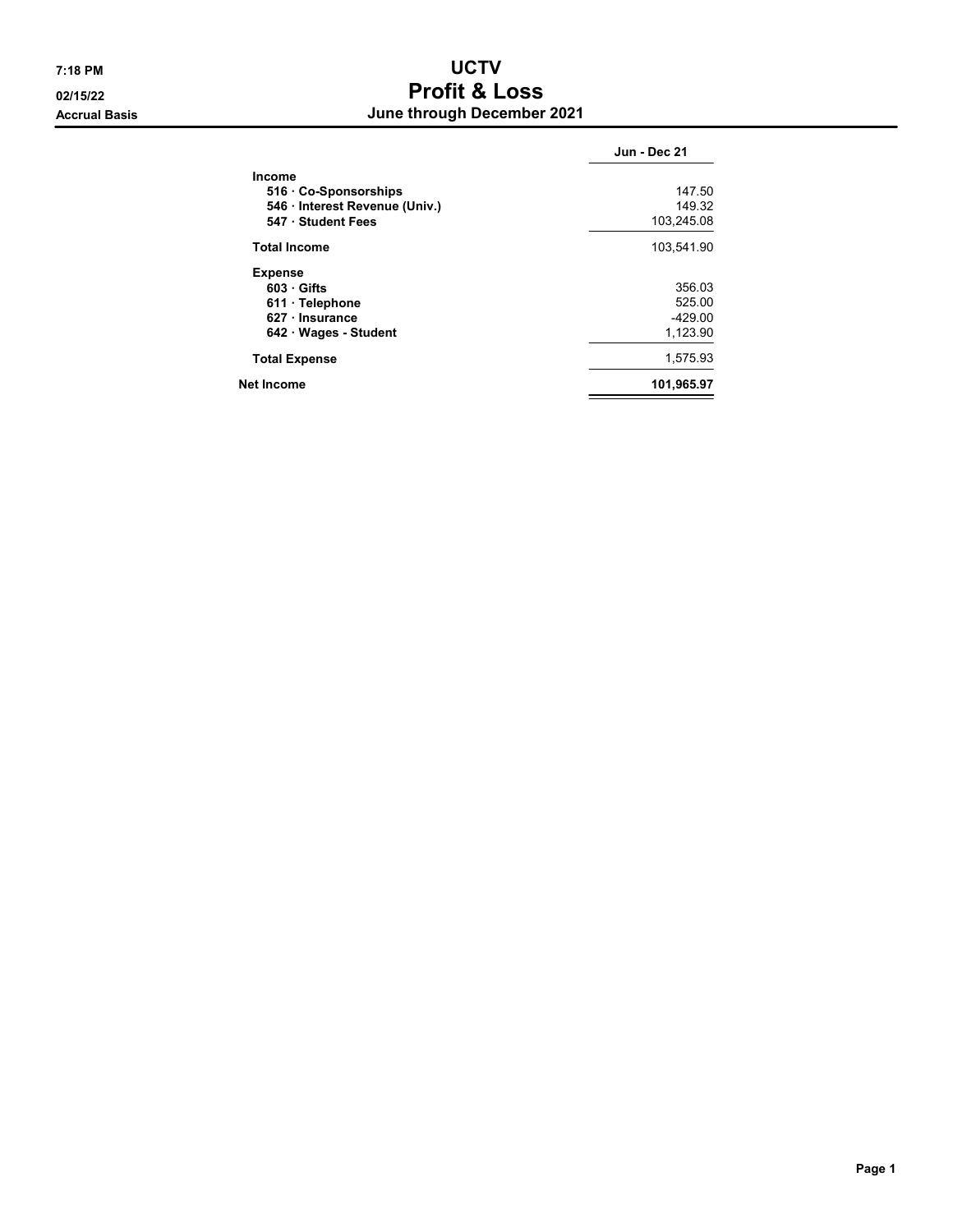7:18 PM
02/15/22
Accrual Basis

# UCTV
# Profit & Loss
## June through December 2021

| | Jun - Dec 21 |
|---|---|
| **Income** | |
| **516 · Co-Sponsorships** | 147.50 |
| **546 · Interest Revenue (Univ.)** | 149.32 |
| **547 · Student Fees** | 103,245.08 |
| **Total Income** | 103,541.90 |
| **Expense** | |
| **603 · Gifts** | 356.03 |
| **611 · Telephone** | 525.00 |
| **627 · Insurance** | -429.00 |
| **642 · Wages - Student** | 1,123.90 |
| **Total Expense** | 1,575.93 |
| **Net Income** | **101,965.97** |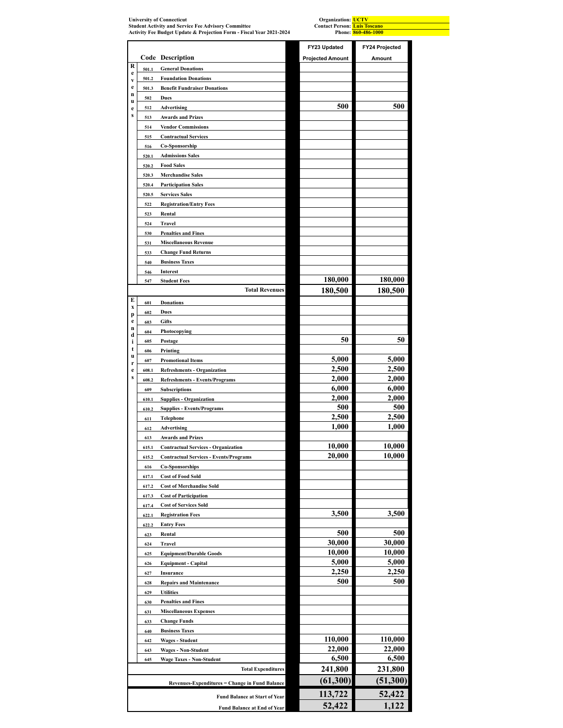**University of Connecticut**
**Student Activity and Service Fee Advisory Committee**
**Activity Fee Budget Update & Projection Form - Fiscal Year 2021-2024**

**Organization:** UCTV
**Contact Person:** Luis Toscano
**Phone:** 860-486-1000

| | Code | Description | FY23 Updated Projected Amount | FY24 Projected Amount |
|---|---|---|---|---|
| Revenues | 501.1 | General Donations | | |
| | 501.2 | Foundation Donations | | |
| | 501.3 | Benefit Fundraiser Donations | | |
| | 502 | Dues | | |
| | 512 | Advertising | 500 | 500 |
| | 513 | Awards and Prizes | | |
| | 514 | Vendor Commissions | | |
| | 515 | Contractual Services | | |
| | 516 | Co-Sponsorship | | |
| | 520.1 | Admissions Sales | | |
| | 520.2 | Food Sales | | |
| | 520.3 | Merchandise Sales | | |
| | 520.4 | Participation Sales | | |
| | 520.5 | Services Sales | | |
| | 522 | Registration/Entry Fees | | |
| | 523 | Rental | | |
| | 524 | Travel | | |
| | 530 | Penalties and Fines | | |
| | 531 | Miscellaneous Revenue | | |
| | 533 | Change Fund Returns | | |
| | 540 | Business Taxes | | |
| | 546 | Interest | | |
| | 547 | Student Fees | 180,000 | 180,000 |
| | | **Total Revenues** | **180,500** | **180,500** |
| Expenditures | 601 | Donations | | |
| | 602 | Dues | | |
| | 603 | Gifts | | |
| | 604 | Photocopying | | |
| | 605 | Postage | 50 | 50 |
| | 606 | Printing | | |
| | 607 | Promotional Items | 5,000 | 5,000 |
| | 608.1 | Refreshments - Organization | 2,500 | 2,500 |
| | 608.2 | Refreshments - Events/Programs | 2,000 | 2,000 |
| | 609 | Subscriptions | 6,000 | 6,000 |
| | 610.1 | Supplies - Organization | 2,000 | 2,000 |
| | 610.2 | Supplies - Events/Programs | 500 | 500 |
| | 611 | Telephone | 2,500 | 2,500 |
| | 612 | Advertising | 1,000 | 1,000 |
| | 613 | Awards and Prizes | | |
| | 615.1 | Contractual Services - Organization | 10,000 | 10,000 |
| | 615.2 | Contractual Services - Events/Programs | 20,000 | 10,000 |
| | 616 | Co-Sponsorships | | |
| | 617.1 | Cost of Food Sold | | |
| | 617.2 | Cost of Merchandise Sold | | |
| | 617.3 | Cost of Participation | | |
| | 617.4 | Cost of Services Sold | | |
| | 622.1 | Registration Fees | 3,500 | 3,500 |
| | 622.2 | Entry Fees | | |
| | 623 | Rental | 500 | 500 |
| | 624 | Travel | 30,000 | 30,000 |
| | 625 | Equipment/Durable Goods | 10,000 | 10,000 |
| | 626 | Equipment - Capital | 5,000 | 5,000 |
| | 627 | Insurance | 2,250 | 2,250 |
| | 628 | Repairs and Maintenance | 500 | 500 |
| | 629 | Utilities | | |
| | 630 | Penalties and Fines | | |
| | 631 | Miscellaneous Expenses | | |
| | 633 | Change Funds | | |
| | 640 | Business Taxes | | |
| | 642 | Wages - Student | 110,000 | 110,000 |
| | 643 | Wages - Non-Student | 22,000 | 22,000 |
| | 645 | Wage Taxes - Non-Student | 6,500 | 6,500 |
| | | **Total Expenditures** | **241,800** | **231,800** |
| | | **Revenues-Expenditures = Change in Fund Balance** | **(61,300)** | **(51,300)** |
| | | **Fund Balance at Start of Year** | **113,722** | **52,422** |
| | | **Fund Balance at End of Year** | **52,422** | **1,122** |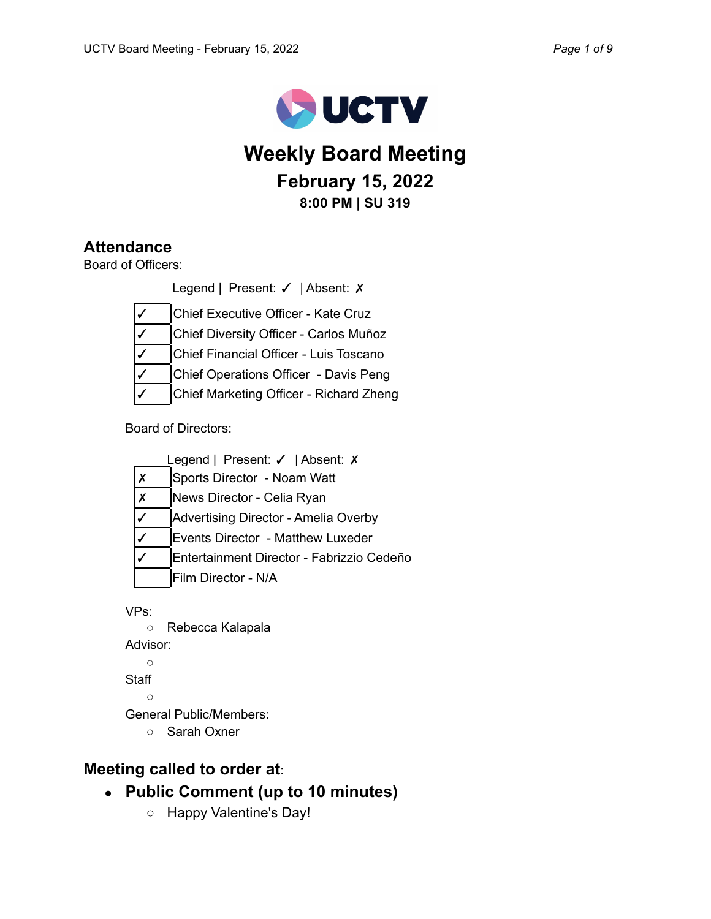UCTV

# Weekly Board Meeting

## February 15, 2022

### 8:00 PM | SU 319

## Attendance

Board of Officers:

Legend | Present: ✓ | Absent: ✗

| | |
|---|---|
| ✓ | Chief Executive Officer - Kate Cruz |
| ✓ | Chief Diversity Officer - Carlos Muñoz |
| ✓ | Chief Financial Officer - Luis Toscano |
| ✓ | Chief Operations Officer - Davis Peng |
| ✓ | Chief Marketing Officer - Richard Zheng |

Board of Directors:

Legend | Present: ✓ | Absent: ✗

| | |
|---|---|
| ✗ | Sports Director - Noam Watt |
| ✗ | News Director - Celia Ryan |
| ✓ | Advertising Director - Amelia Overby |
| ✓ | Events Director - Matthew Luxeder |
| ✓ | Entertainment Director - Fabrizzio Cedeño |
| | Film Director - N/A |

VPs:
- Rebecca Kalapala

Advisor:
-

Staff
-

General Public/Members:
- Sarah Oxner

## Meeting called to order at:

- **Public Comment (up to 10 minutes)**
  - Happy Valentine's Day!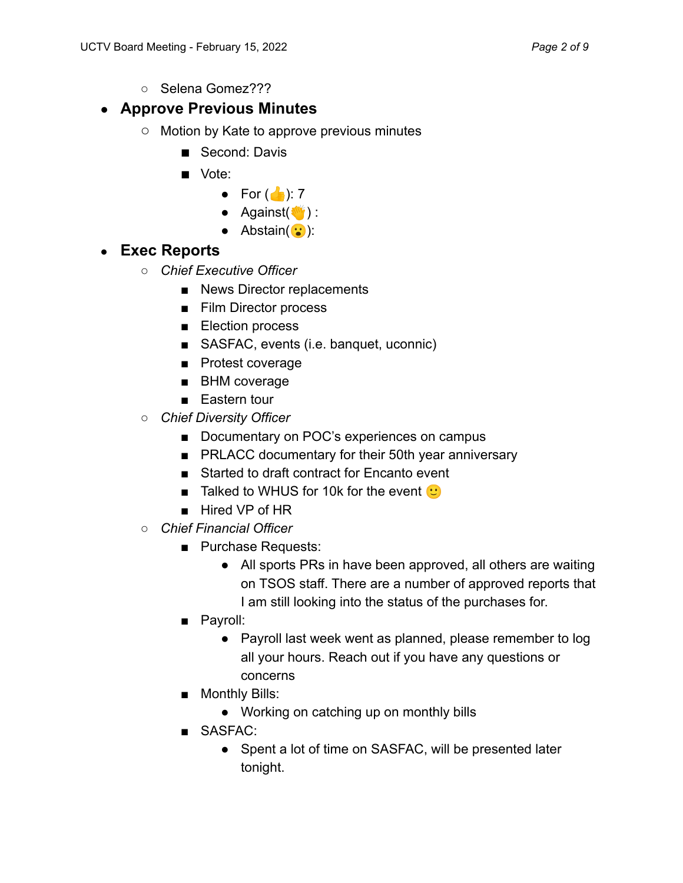- Selena Gomez???

- **Approve Previous Minutes**
  - Motion by Kate to approve previous minutes
    - Second: Davis
    - Vote:
      - For (👍): 7
      - Against(👋) :
      - Abstain(😮):

- **Exec Reports**
  - *Chief Executive Officer*
    - News Director replacements
    - Film Director process
    - Election process
    - SASFAC, events (i.e. banquet, uconnic)
    - Protest coverage
    - BHM coverage
    - Eastern tour
  - *Chief Diversity Officer*
    - Documentary on POC's experiences on campus
    - PRLACC documentary for their 50th year anniversary
    - Started to draft contract for Encanto event
    - Talked to WHUS for 10k for the event 🙂
    - Hired VP of HR
  - *Chief Financial Officer*
    - Purchase Requests:
      - All sports PRs in have been approved, all others are waiting on TSOS staff. There are a number of approved reports that I am still looking into the status of the purchases for.
    - Payroll:
      - Payroll last week went as planned, please remember to log all your hours. Reach out if you have any questions or concerns
    - Monthly Bills:
      - Working on catching up on monthly bills
    - SASFAC:
      - Spent a lot of time on SASFAC, will be presented later tonight.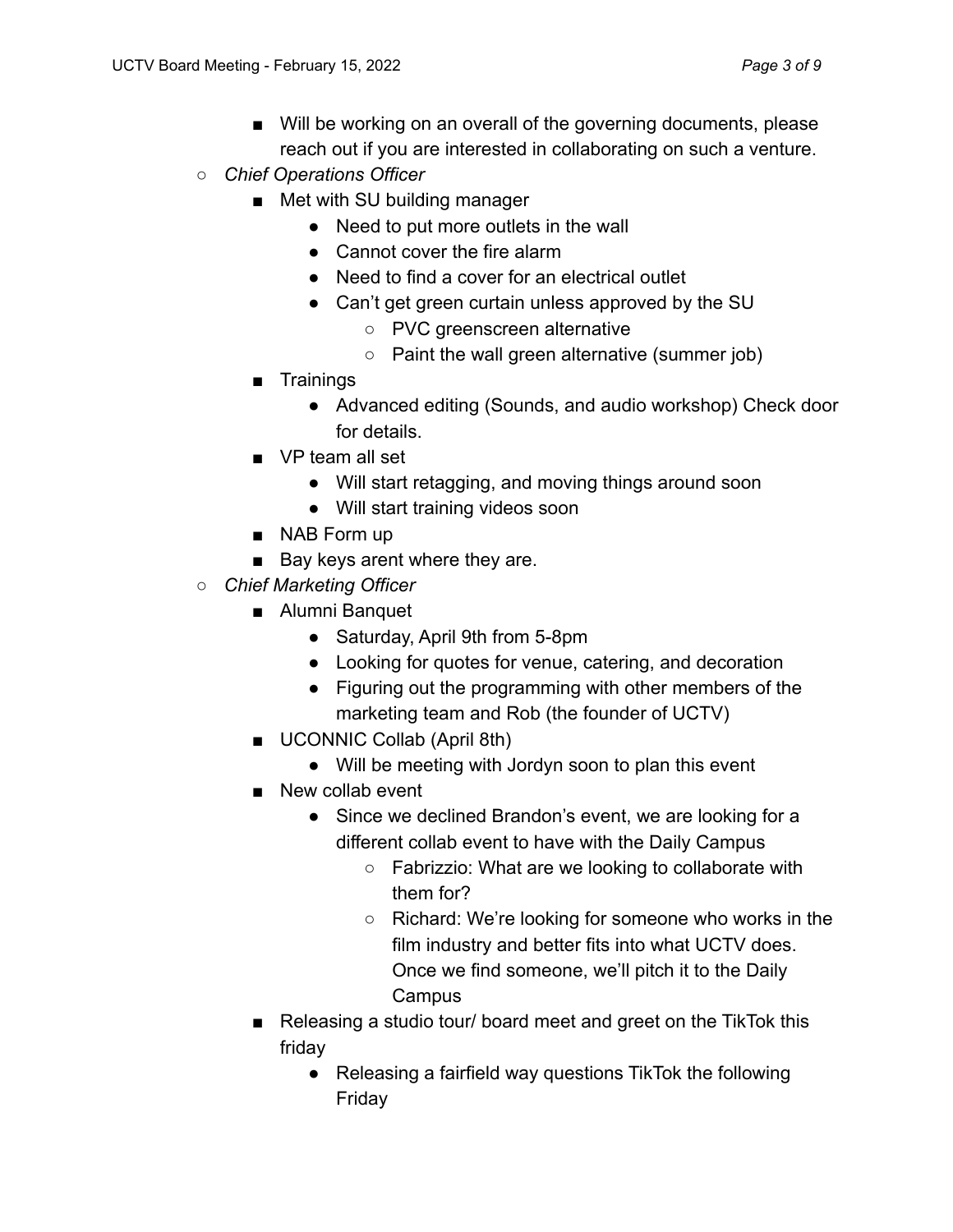- Will be working on an overall of the governing documents, please reach out if you are interested in collaborating on such a venture.
    - *Chief Operations Officer*
        - Met with SU building manager
            - Need to put more outlets in the wall
            - Cannot cover the fire alarm
            - Need to find a cover for an electrical outlet
            - Can't get green curtain unless approved by the SU
                - PVC greenscreen alternative
                - Paint the wall green alternative (summer job)
        - Trainings
            - Advanced editing (Sounds, and audio workshop) Check door for details.
        - VP team all set
            - Will start retagging, and moving things around soon
            - Will start training videos soon
        - NAB Form up
        - Bay keys arent where they are.
    - *Chief Marketing Officer*
        - Alumni Banquet
            - Saturday, April 9th from 5-8pm
            - Looking for quotes for venue, catering, and decoration
            - Figuring out the programming with other members of the marketing team and Rob (the founder of UCTV)
        - UCONNIC Collab (April 8th)
            - Will be meeting with Jordyn soon to plan this event
        - New collab event
            - Since we declined Brandon's event, we are looking for a different collab event to have with the Daily Campus
                - Fabrizzio: What are we looking to collaborate with them for?
                - Richard: We're looking for someone who works in the film industry and better fits into what UCTV does. Once we find someone, we'll pitch it to the Daily Campus
        - Releasing a studio tour/ board meet and greet on the TikTok this friday
            - Releasing a fairfield way questions TikTok the following Friday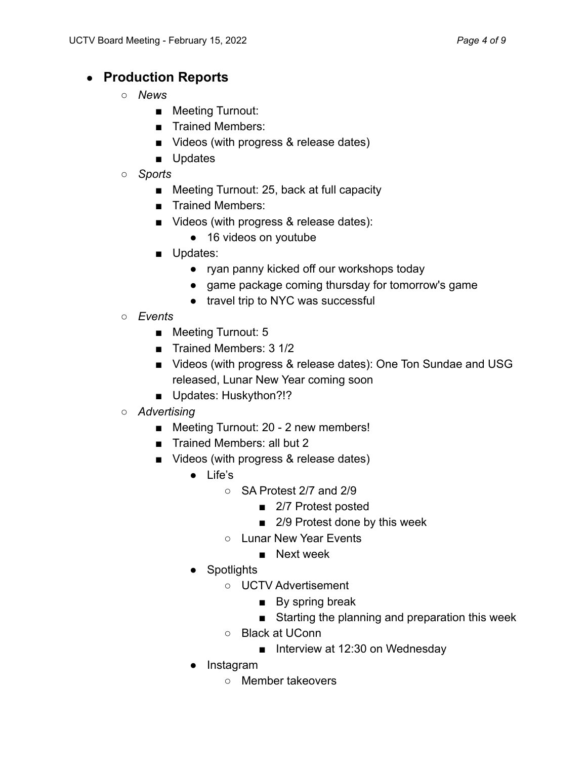- **Production Reports**
    - *News*
        - Meeting Turnout:
        - Trained Members:
        - Videos (with progress & release dates)
        - Updates
    - *Sports*
        - Meeting Turnout: 25, back at full capacity
        - Trained Members:
        - Videos (with progress & release dates):
            - 16 videos on youtube
        - Updates:
            - ryan panny kicked off our workshops today
            - game package coming thursday for tomorrow's game
            - travel trip to NYC was successful
    - *Events*
        - Meeting Turnout: 5
        - Trained Members: 3 1/2
        - Videos (with progress & release dates): One Ton Sundae and USG released, Lunar New Year coming soon
        - Updates: Huskython?!?
    - *Advertising*
        - Meeting Turnout: 20 - 2 new members!
        - Trained Members: all but 2
        - Videos (with progress & release dates)
            - Life's
                - SA Protest 2/7 and 2/9
                    - 2/7 Protest posted
                    - 2/9 Protest done by this week
                - Lunar New Year Events
                    - Next week
            - Spotlights
                - UCTV Advertisement
                    - By spring break
                    - Starting the planning and preparation this week
                - Black at UConn
                    - Interview at 12:30 on Wednesday
            - Instagram
                - Member takeovers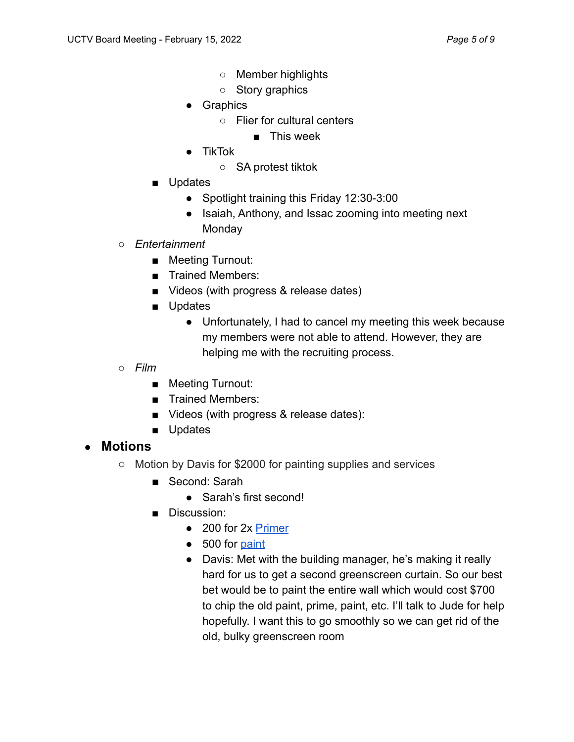- Member highlights
        - Story graphics
      - Graphics
        - Flier for cultural centers
          - This week
      - TikTok
        - SA protest tiktok
    - Updates
      - Spotlight training this Friday 12:30-3:00
      - Isaiah, Anthony, and Issac zooming into meeting next Monday
  - *Entertainment*
    - Meeting Turnout:
    - Trained Members:
    - Videos (with progress & release dates)
    - Updates
      - Unfortunately, I had to cancel my meeting this week because my members were not able to attend. However, they are helping me with the recruiting process.
  - *Film*
    - Meeting Turnout:
    - Trained Members:
    - Videos (with progress & release dates):
    - Updates

- **Motions**
  - Motion by Davis for $2000 for painting supplies and services
    - Second: Sarah
      - Sarah's first second!
    - Discussion:
      - 200 for 2x Primer
      - 500 for paint
      - Davis: Met with the building manager, he's making it really hard for us to get a second greenscreen curtain. So our best bet would be to paint the entire wall which would cost $700 to chip the old paint, prime, paint, etc. I'll talk to Jude for help hopefully. I want this to go smoothly so we can get rid of the old, bulky greenscreen room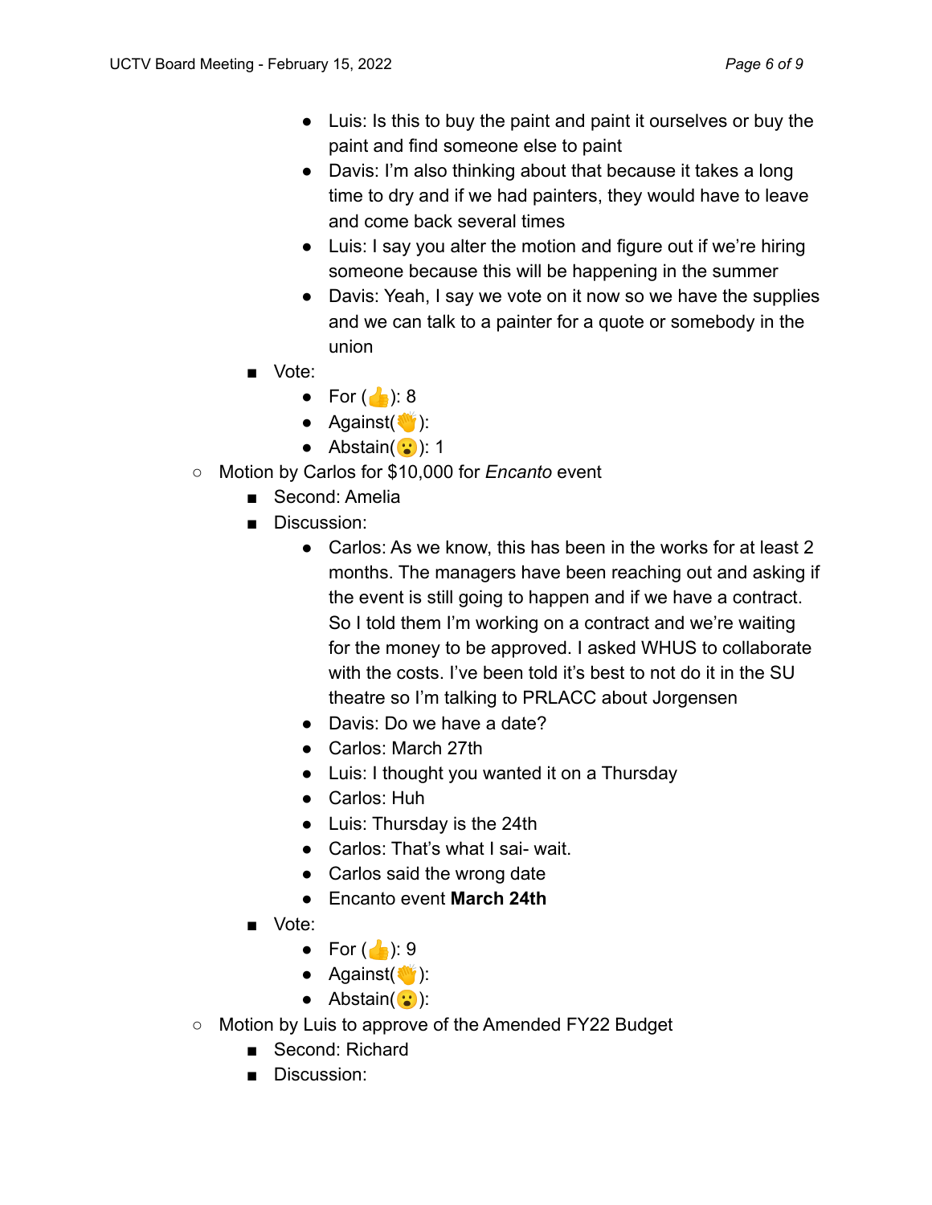- Luis: Is this to buy the paint and paint it ourselves or buy the paint and find someone else to paint
        - Davis: I'm also thinking about that because it takes a long time to dry and if we had painters, they would have to leave and come back several times
        - Luis: I say you alter the motion and figure out if we're hiring someone because this will be happening in the summer
        - Davis: Yeah, I say we vote on it now so we have the supplies and we can talk to a painter for a quote or somebody in the union
    - Vote:
        - For (👍): 8
        - Against(👏):
        - Abstain(😮): 1
- Motion by Carlos for $10,000 for *Encanto* event
    - Second: Amelia
    - Discussion:
        - Carlos: As we know, this has been in the works for at least 2 months. The managers have been reaching out and asking if the event is still going to happen and if we have a contract. So I told them I'm working on a contract and we're waiting for the money to be approved. I asked WHUS to collaborate with the costs. I've been told it's best to not do it in the SU theatre so I'm talking to PRLACC about Jorgensen
        - Davis: Do we have a date?
        - Carlos: March 27th
        - Luis: I thought you wanted it on a Thursday
        - Carlos: Huh
        - Luis: Thursday is the 24th
        - Carlos: That's what I sai- wait.
        - Carlos said the wrong date
        - Encanto event **March 24th**
    - Vote:
        - For (👍): 9
        - Against(👏):
        - Abstain(😮):
- Motion by Luis to approve of the Amended FY22 Budget
    - Second: Richard
    - Discussion: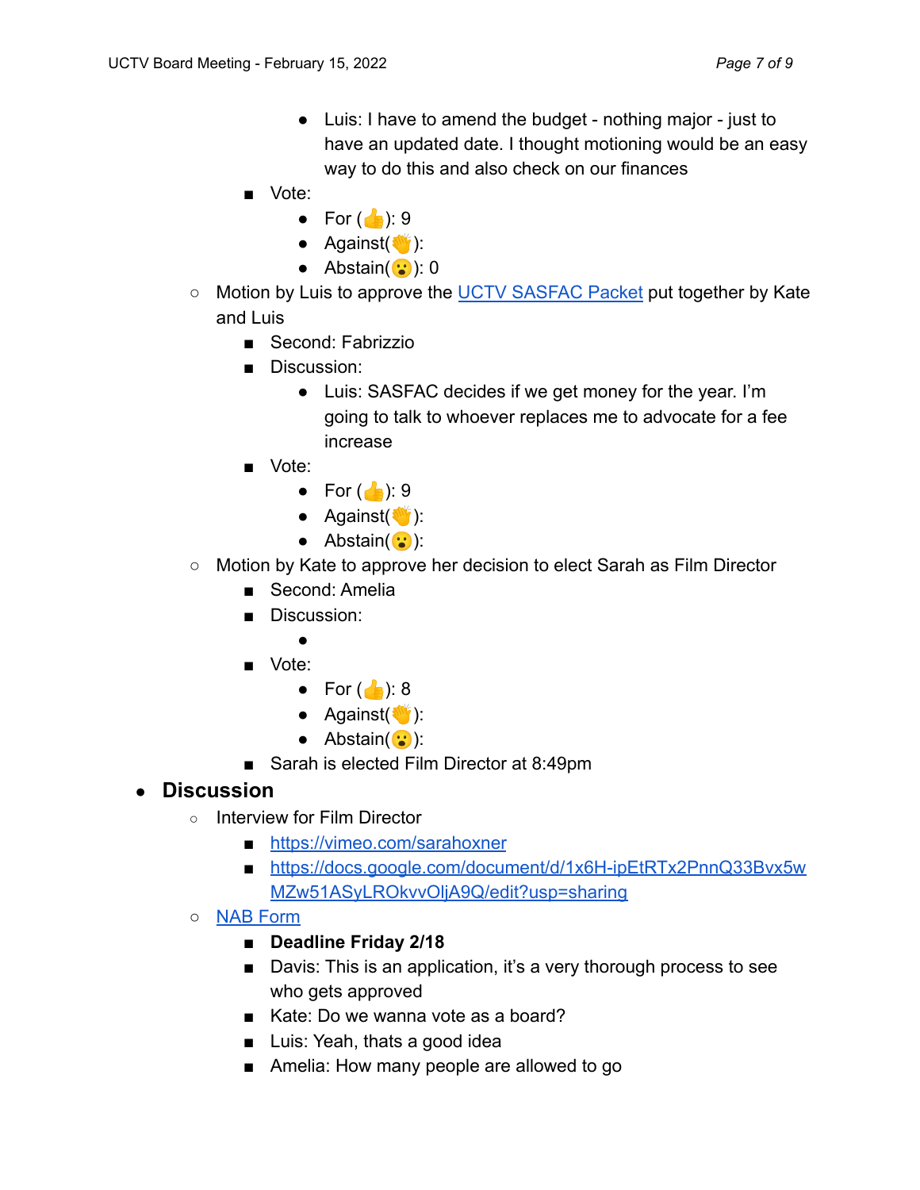- Luis: I have to amend the budget - nothing major - just to have an updated date. I thought motioning would be an easy way to do this and also check on our finances
    - Vote:
        - For (👍): 9
        - Against(👋):
        - Abstain(😮): 0
- Motion by Luis to approve the [UCTV SASFAC Packet]() put together by Kate and Luis
    - Second: Fabrizzio
    - Discussion:
        - Luis: SASFAC decides if we get money for the year. I'm going to talk to whoever replaces me to advocate for a fee increase
    - Vote:
        - For (👍): 9
        - Against(👋):
        - Abstain(😮):
- Motion by Kate to approve her decision to elect Sarah as Film Director
    - Second: Amelia
    - Discussion:
        -
    - Vote:
        - For (👍): 8
        - Against(👋):
        - Abstain(😮):
    - Sarah is elected Film Director at 8:49pm

- **Discussion**
    - Interview for Film Director
        - https://vimeo.com/sarahoxner
        - https://docs.google.com/document/d/1x6H-ipEtRTx2PnnQ33Bvx5wMZw51ASyLROkvvOljA9Q/edit?usp=sharing
    - [NAB Form]()
        - **Deadline Friday 2/18**
        - Davis: This is an application, it's a very thorough process to see who gets approved
        - Kate: Do we wanna vote as a board?
        - Luis: Yeah, thats a good idea
        - Amelia: How many people are allowed to go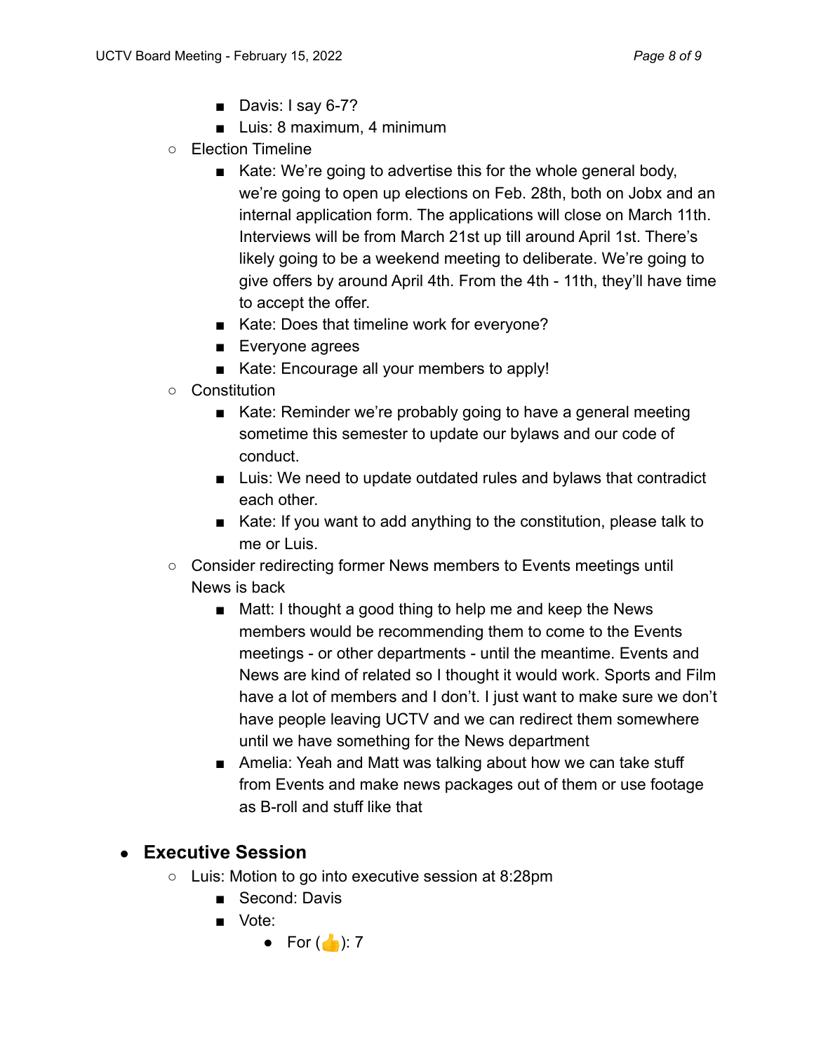- Davis: I say 6-7?
        - Luis: 8 maximum, 4 minimum
    - Election Timeline
        - Kate: We're going to advertise this for the whole general body, we're going to open up elections on Feb. 28th, both on Jobx and an internal application form. The applications will close on March 11th. Interviews will be from March 21st up till around April 1st. There's likely going to be a weekend meeting to deliberate. We're going to give offers by around April 4th. From the 4th - 11th, they'll have time to accept the offer.
        - Kate: Does that timeline work for everyone?
        - Everyone agrees
        - Kate: Encourage all your members to apply!
    - Constitution
        - Kate: Reminder we're probably going to have a general meeting sometime this semester to update our bylaws and our code of conduct.
        - Luis: We need to update outdated rules and bylaws that contradict each other.
        - Kate: If you want to add anything to the constitution, please talk to me or Luis.
    - Consider redirecting former News members to Events meetings until News is back
        - Matt: I thought a good thing to help me and keep the News members would be recommending them to come to the Events meetings - or other departments - until the meantime. Events and News are kind of related so I thought it would work. Sports and Film have a lot of members and I don't. I just want to make sure we don't have people leaving UCTV and we can redirect them somewhere until we have something for the News department
        - Amelia: Yeah and Matt was talking about how we can take stuff from Events and make news packages out of them or use footage as B-roll and stuff like that

- **Executive Session**
    - Luis: Motion to go into executive session at 8:28pm
        - Second: Davis
        - Vote:
            - For (👍): 7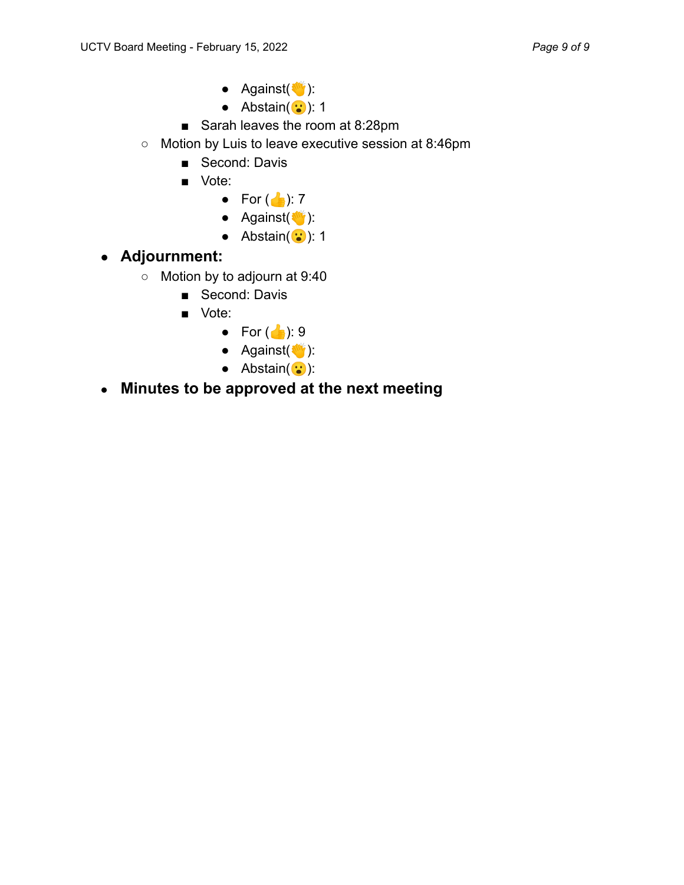- Against(👏):
    - Abstain(😮): 1
  - Sarah leaves the room at 8:28pm
- Motion by Luis to leave executive session at 8:46pm
  - Second: Davis
  - Vote:
    - For (👍): 7
    - Against(👏):
    - Abstain(😮): 1

- **Adjournment:**
  - Motion by to adjourn at 9:40
    - Second: Davis
    - Vote:
      - For (👍): 9
      - Against(👏):
      - Abstain(😮):
- **Minutes to be approved at the next meeting**